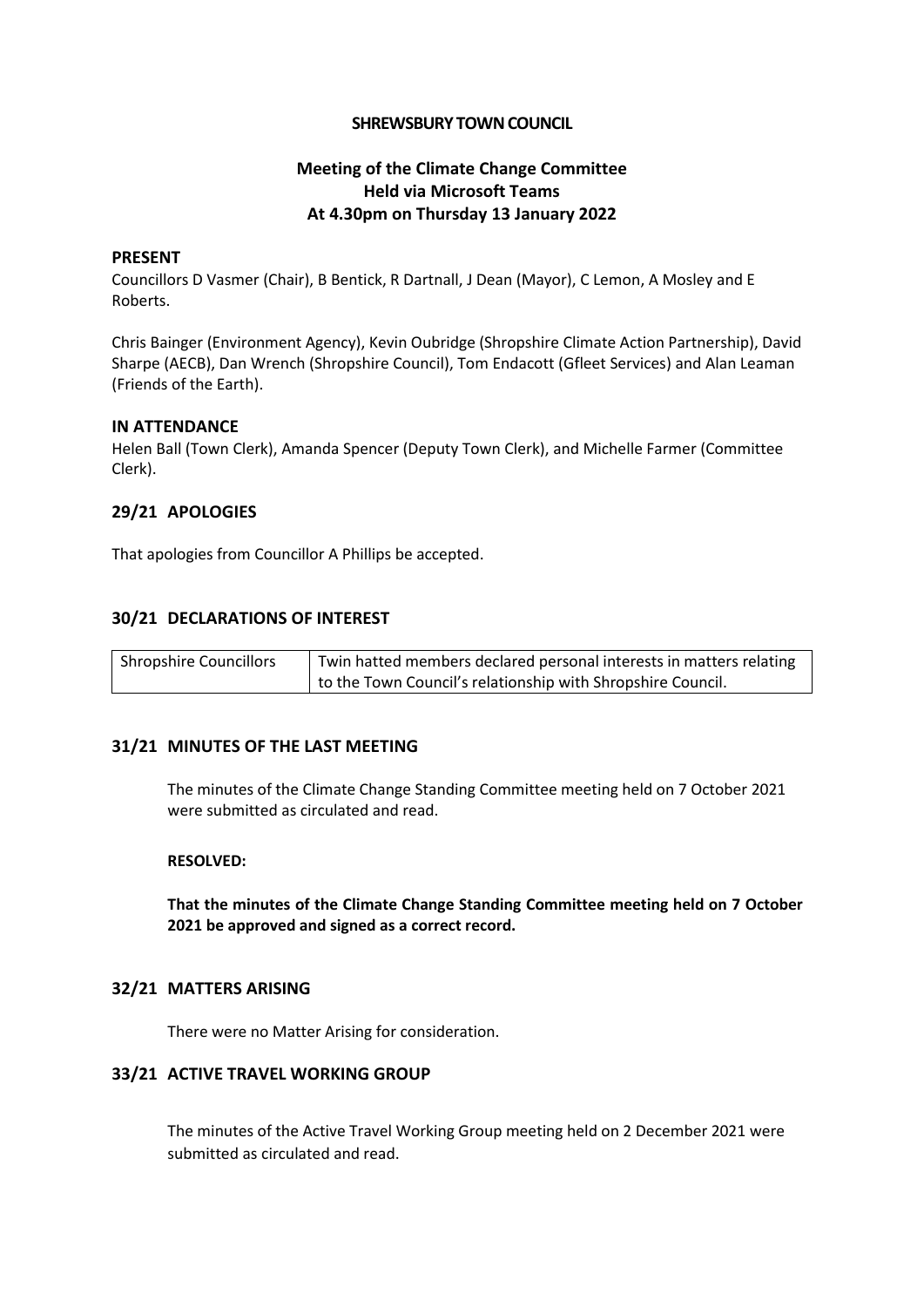**SHREWSBURY TOWN COUNCIL**

**Meeting of the Climate Change Committee**
**Held via Microsoft Teams**
**At 4.30pm on Thursday 13 January 2022**

## PRESENT

Councillors D Vasmer (Chair), B Bentick, R Dartnall, J Dean (Mayor), C Lemon, A Mosley and E Roberts.

Chris Bainger (Environment Agency), Kevin Oubridge (Shropshire Climate Action Partnership), David Sharpe (AECB), Dan Wrench (Shropshire Council), Tom Endacott (Gfleet Services) and Alan Leaman (Friends of the Earth).

## IN ATTENDANCE

Helen Ball (Town Clerk), Amanda Spencer (Deputy Town Clerk), and Michelle Farmer (Committee Clerk).

## 29/21 APOLOGIES

That apologies from Councillor A Phillips be accepted.

## 30/21 DECLARATIONS OF INTEREST

| Shropshire Councillors | Twin hatted members declared personal interests in matters relating to the Town Council's relationship with Shropshire Council. |
|---|---|

## 31/21 MINUTES OF THE LAST MEETING

The minutes of the Climate Change Standing Committee meeting held on 7 October 2021 were submitted as circulated and read.

**RESOLVED:**

**That the minutes of the Climate Change Standing Committee meeting held on 7 October 2021 be approved and signed as a correct record.**

## 32/21 MATTERS ARISING

There were no Matter Arising for consideration.

## 33/21 ACTIVE TRAVEL WORKING GROUP

The minutes of the Active Travel Working Group meeting held on 2 December 2021 were submitted as circulated and read.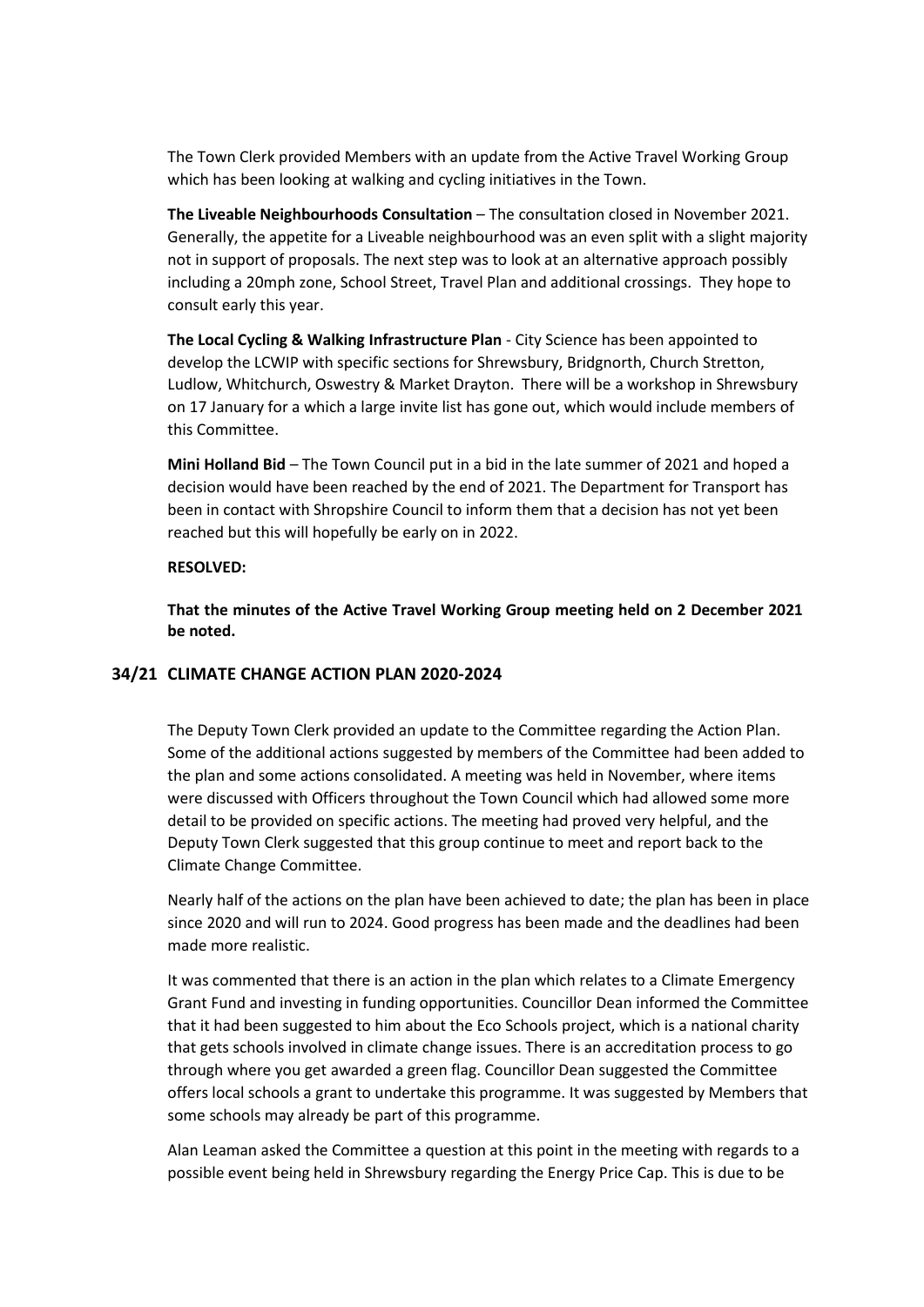The Town Clerk provided Members with an update from the Active Travel Working Group which has been looking at walking and cycling initiatives in the Town.

**The Liveable Neighbourhoods Consultation** – The consultation closed in November 2021. Generally, the appetite for a Liveable neighbourhood was an even split with a slight majority not in support of proposals. The next step was to look at an alternative approach possibly including a 20mph zone, School Street, Travel Plan and additional crossings. They hope to consult early this year.

**The Local Cycling & Walking Infrastructure Plan** - City Science has been appointed to develop the LCWIP with specific sections for Shrewsbury, Bridgnorth, Church Stretton, Ludlow, Whitchurch, Oswestry & Market Drayton. There will be a workshop in Shrewsbury on 17 January for a which a large invite list has gone out, which would include members of this Committee.

**Mini Holland Bid** – The Town Council put in a bid in the late summer of 2021 and hoped a decision would have been reached by the end of 2021. The Department for Transport has been in contact with Shropshire Council to inform them that a decision has not yet been reached but this will hopefully be early on in 2022.

**RESOLVED:**

**That the minutes of the Active Travel Working Group meeting held on 2 December 2021 be noted.**

## 34/21 CLIMATE CHANGE ACTION PLAN 2020-2024

The Deputy Town Clerk provided an update to the Committee regarding the Action Plan. Some of the additional actions suggested by members of the Committee had been added to the plan and some actions consolidated. A meeting was held in November, where items were discussed with Officers throughout the Town Council which had allowed some more detail to be provided on specific actions. The meeting had proved very helpful, and the Deputy Town Clerk suggested that this group continue to meet and report back to the Climate Change Committee.

Nearly half of the actions on the plan have been achieved to date; the plan has been in place since 2020 and will run to 2024. Good progress has been made and the deadlines had been made more realistic.

It was commented that there is an action in the plan which relates to a Climate Emergency Grant Fund and investing in funding opportunities. Councillor Dean informed the Committee that it had been suggested to him about the Eco Schools project, which is a national charity that gets schools involved in climate change issues. There is an accreditation process to go through where you get awarded a green flag. Councillor Dean suggested the Committee offers local schools a grant to undertake this programme. It was suggested by Members that some schools may already be part of this programme.

Alan Leaman asked the Committee a question at this point in the meeting with regards to a possible event being held in Shrewsbury regarding the Energy Price Cap. This is due to be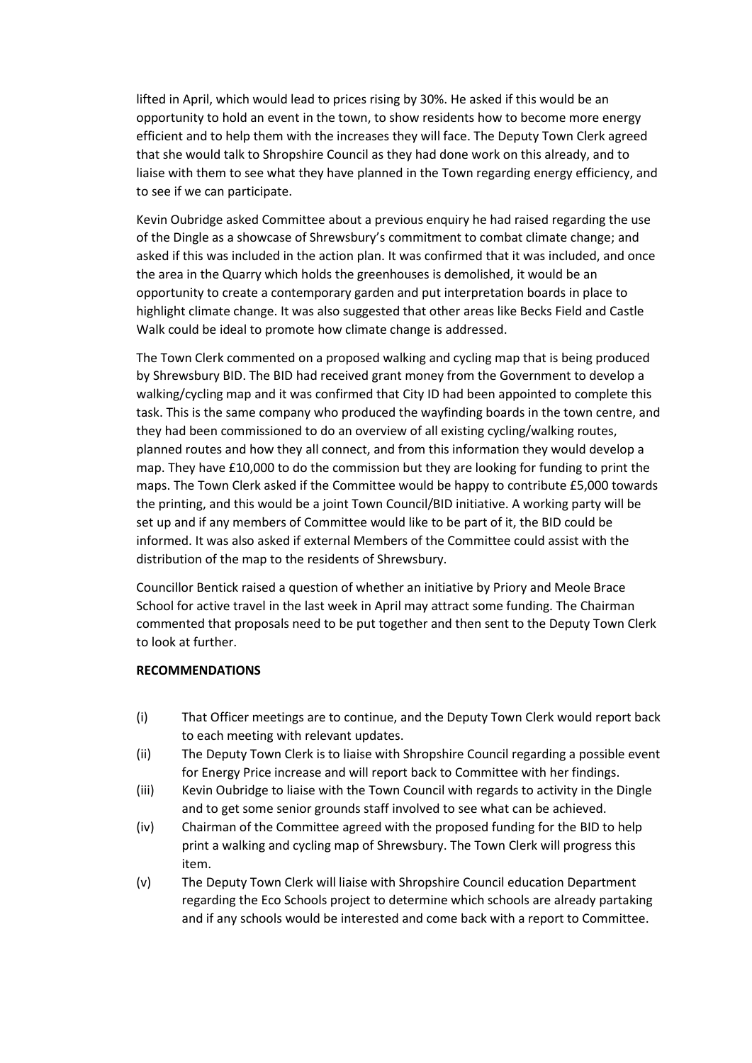lifted in April, which would lead to prices rising by 30%. He asked if this would be an opportunity to hold an event in the town, to show residents how to become more energy efficient and to help them with the increases they will face. The Deputy Town Clerk agreed that she would talk to Shropshire Council as they had done work on this already, and to liaise with them to see what they have planned in the Town regarding energy efficiency, and to see if we can participate.

Kevin Oubridge asked Committee about a previous enquiry he had raised regarding the use of the Dingle as a showcase of Shrewsbury's commitment to combat climate change; and asked if this was included in the action plan. It was confirmed that it was included, and once the area in the Quarry which holds the greenhouses is demolished, it would be an opportunity to create a contemporary garden and put interpretation boards in place to highlight climate change. It was also suggested that other areas like Becks Field and Castle Walk could be ideal to promote how climate change is addressed.

The Town Clerk commented on a proposed walking and cycling map that is being produced by Shrewsbury BID. The BID had received grant money from the Government to develop a walking/cycling map and it was confirmed that City ID had been appointed to complete this task. This is the same company who produced the wayfinding boards in the town centre, and they had been commissioned to do an overview of all existing cycling/walking routes, planned routes and how they all connect, and from this information they would develop a map. They have £10,000 to do the commission but they are looking for funding to print the maps. The Town Clerk asked if the Committee would be happy to contribute £5,000 towards the printing, and this would be a joint Town Council/BID initiative. A working party will be set up and if any members of Committee would like to be part of it, the BID could be informed. It was also asked if external Members of the Committee could assist with the distribution of the map to the residents of Shrewsbury.

Councillor Bentick raised a question of whether an initiative by Priory and Meole Brace School for active travel in the last week in April may attract some funding. The Chairman commented that proposals need to be put together and then sent to the Deputy Town Clerk to look at further.

**RECOMMENDATIONS**

(i) That Officer meetings are to continue, and the Deputy Town Clerk would report back to each meeting with relevant updates.

(ii) The Deputy Town Clerk is to liaise with Shropshire Council regarding a possible event for Energy Price increase and will report back to Committee with her findings.

(iii) Kevin Oubridge to liaise with the Town Council with regards to activity in the Dingle and to get some senior grounds staff involved to see what can be achieved.

(iv) Chairman of the Committee agreed with the proposed funding for the BID to help print a walking and cycling map of Shrewsbury. The Town Clerk will progress this item.

(v) The Deputy Town Clerk will liaise with Shropshire Council education Department regarding the Eco Schools project to determine which schools are already partaking and if any schools would be interested and come back with a report to Committee.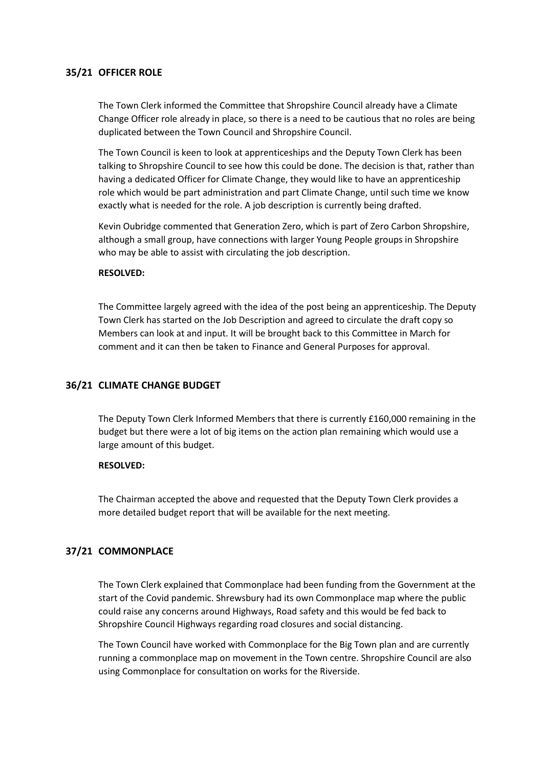## 35/21 OFFICER ROLE

The Town Clerk informed the Committee that Shropshire Council already have a Climate Change Officer role already in place, so there is a need to be cautious that no roles are being duplicated between the Town Council and Shropshire Council.

The Town Council is keen to look at apprenticeships and the Deputy Town Clerk has been talking to Shropshire Council to see how this could be done. The decision is that, rather than having a dedicated Officer for Climate Change, they would like to have an apprenticeship role which would be part administration and part Climate Change, until such time we know exactly what is needed for the role. A job description is currently being drafted.

Kevin Oubridge commented that Generation Zero, which is part of Zero Carbon Shropshire, although a small group, have connections with larger Young People groups in Shropshire who may be able to assist with circulating the job description.

**RESOLVED:**

The Committee largely agreed with the idea of the post being an apprenticeship. The Deputy Town Clerk has started on the Job Description and agreed to circulate the draft copy so Members can look at and input. It will be brought back to this Committee in March for comment and it can then be taken to Finance and General Purposes for approval.

## 36/21 CLIMATE CHANGE BUDGET

The Deputy Town Clerk Informed Members that there is currently £160,000 remaining in the budget but there were a lot of big items on the action plan remaining which would use a large amount of this budget.

**RESOLVED:**

The Chairman accepted the above and requested that the Deputy Town Clerk provides a more detailed budget report that will be available for the next meeting.

## 37/21 COMMONPLACE

The Town Clerk explained that Commonplace had been funding from the Government at the start of the Covid pandemic. Shrewsbury had its own Commonplace map where the public could raise any concerns around Highways, Road safety and this would be fed back to Shropshire Council Highways regarding road closures and social distancing.

The Town Council have worked with Commonplace for the Big Town plan and are currently running a commonplace map on movement in the Town centre. Shropshire Council are also using Commonplace for consultation on works for the Riverside.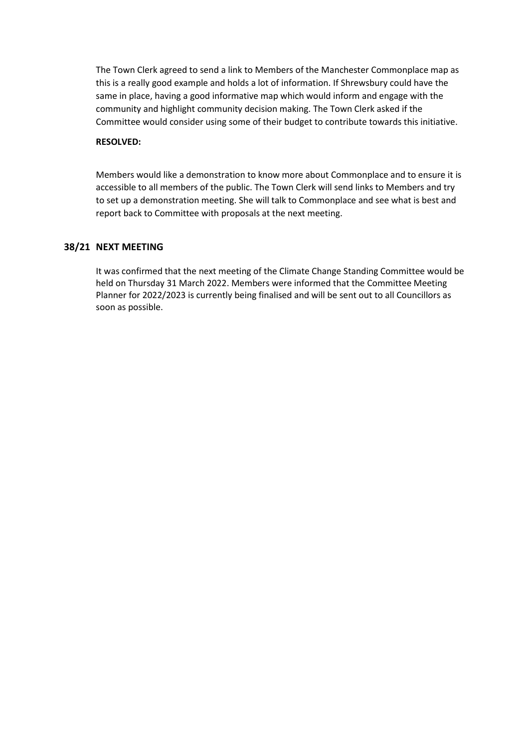The Town Clerk agreed to send a link to Members of the Manchester Commonplace map as this is a really good example and holds a lot of information. If Shrewsbury could have the same in place, having a good informative map which would inform and engage with the community and highlight community decision making. The Town Clerk asked if the Committee would consider using some of their budget to contribute towards this initiative.

**RESOLVED:**

Members would like a demonstration to know more about Commonplace and to ensure it is accessible to all members of the public. The Town Clerk will send links to Members and try to set up a demonstration meeting. She will talk to Commonplace and see what is best and report back to Committee with proposals at the next meeting.

## 38/21 NEXT MEETING

It was confirmed that the next meeting of the Climate Change Standing Committee would be held on Thursday 31 March 2022. Members were informed that the Committee Meeting Planner for 2022/2023 is currently being finalised and will be sent out to all Councillors as soon as possible.